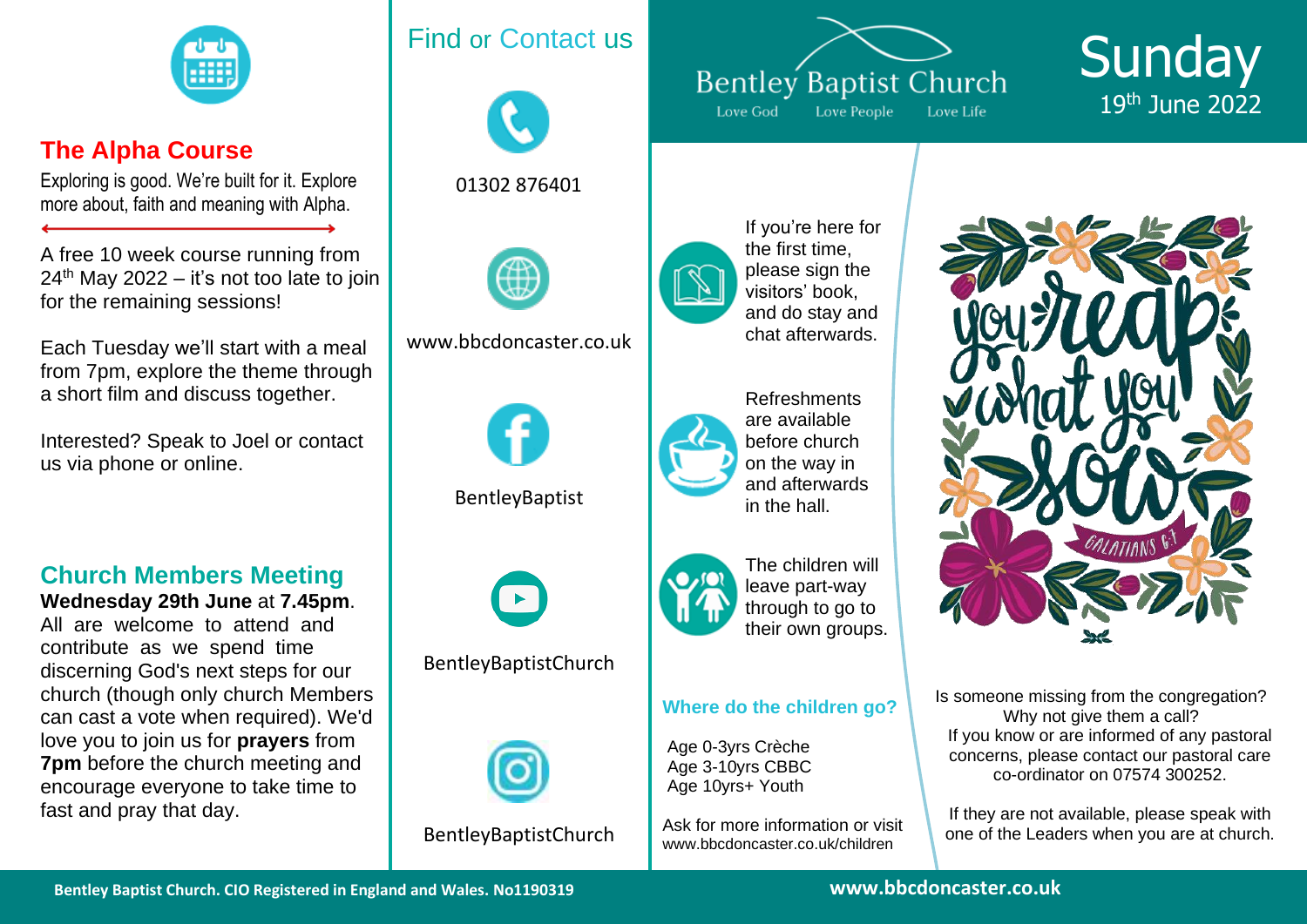# Bentley Baptist Church

Love God Love People Love Life

## Sunday

19th June 2022

If you're here for the first time, please sign the visitors' book, and do stay and chat afterwards.

Refreshments are available before church on the way in and afterwards in the hall.

The children will leave part-way through to go to their own groups.

### Where do the children go?

Age 0-3yrs Crèche
Age 3-10yrs CBBC
Age 10yrs+ Youth

Ask for more information or visit www.bbcdoncaster.co.uk/children

You reap what you sow — Galatians 6:7

Is someone missing from the congregation? Why not give them a call?
If you know or are informed of any pastoral concerns, please contact our pastoral care co-ordinator on 07574 300252.

If they are not available, please speak with one of the Leaders when you are at church.

## The Alpha Course

Exploring is good. We're built for it. Explore more about, faith and meaning with Alpha.

A free 10 week course running from 24th May 2022 – it's not too late to join for the remaining sessions!

Each Tuesday we'll start with a meal from 7pm, explore the theme through a short film and discuss together.

Interested? Speak to Joel or contact us via phone or online.

## Church Members Meeting

**Wednesday 29th June** at **7.45pm**.
All are welcome to attend and contribute as we spend time discerning God's next steps for our church (though only church Members can cast a vote when required). We'd love you to join us for **prayers** from **7pm** before the church meeting and encourage everyone to take time to fast and pray that day.

## Find or Contact us

01302 876401

www.bbcdoncaster.co.uk

BentleyBaptist

BentleyBaptistChurch

BentleyBaptistChurch

Bentley Baptist Church. CIO Registered in England and Wales. No1190319

www.bbcdoncaster.co.uk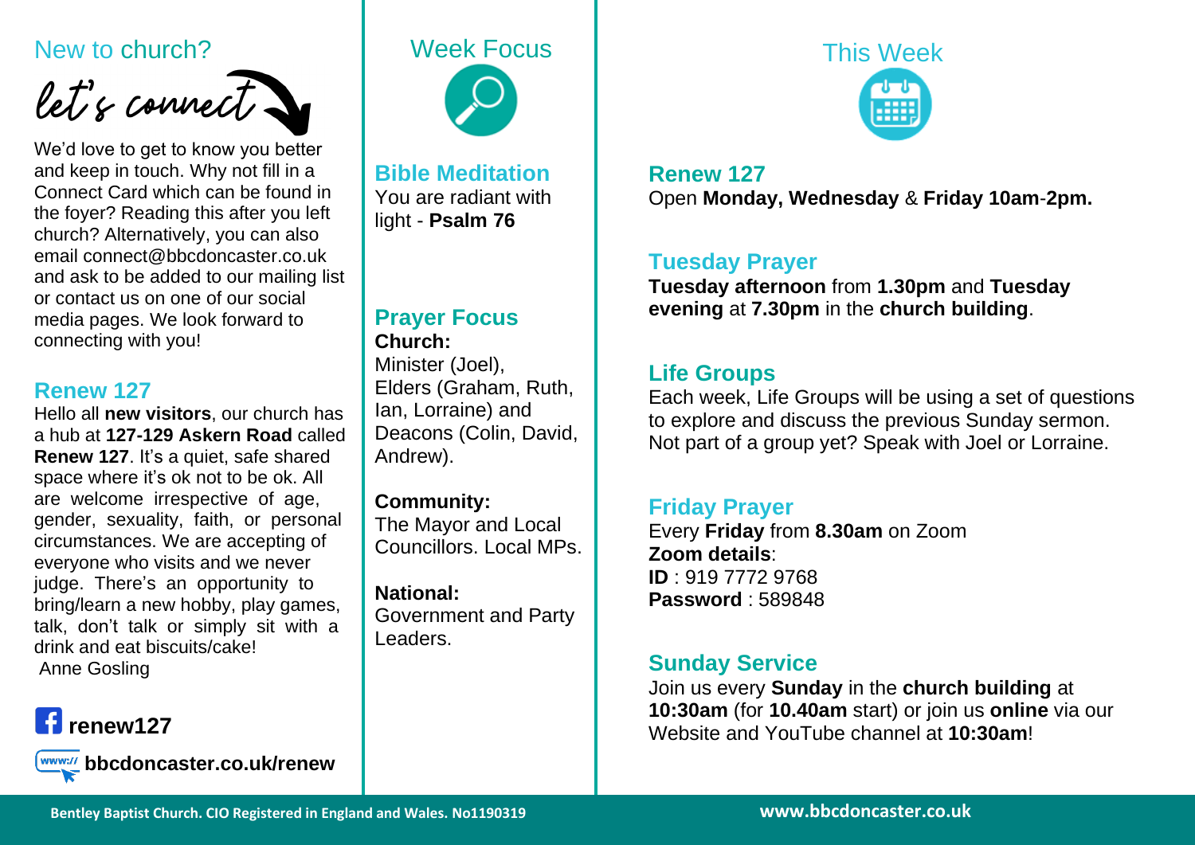## New to church?

let's connect

We'd love to get to know you better and keep in touch. Why not fill in a Connect Card which can be found in the foyer? Reading this after you left church? Alternatively, you can also email connect@bbcdoncaster.co.uk and ask to be added to our mailing list or contact us on one of our social media pages. We look forward to connecting with you!

### Renew 127

Hello all **new visitors**, our church has a hub at **127-129 Askern Road** called **Renew 127**. It's a quiet, safe shared space where it's ok not to be ok. All are welcome irrespective of age, gender, sexuality, faith, or personal circumstances. We are accepting of everyone who visits and we never judge. There's an opportunity to bring/learn a new hobby, play games, talk, don't talk or simply sit with a drink and eat biscuits/cake!
Anne Gosling

**renew127**

**bbcdoncaster.co.uk/renew**

## Week Focus

### Bible Meditation

You are radiant with light - **Psalm 76**

### Prayer Focus

**Church:**
Minister (Joel), Elders (Graham, Ruth, Ian, Lorraine) and Deacons (Colin, David, Andrew).

**Community:**
The Mayor and Local Councillors. Local MPs.

**National:**
Government and Party Leaders.

## This Week

### Renew 127

Open **Monday, Wednesday** & **Friday 10am**-**2pm.**

### Tuesday Prayer

**Tuesday afternoon** from **1.30pm** and **Tuesday evening** at **7.30pm** in the **church building**.

### Life Groups

Each week, Life Groups will be using a set of questions to explore and discuss the previous Sunday sermon. Not part of a group yet? Speak with Joel or Lorraine.

### Friday Prayer

Every **Friday** from **8.30am** on Zoom
**Zoom details**:
**ID** : 919 7772 9768
**Password** : 589848

### Sunday Service

Join us every **Sunday** in the **church building** at **10:30am** (for **10.40am** start) or join us **online** via our Website and YouTube channel at **10:30am**!

**Bentley Baptist Church. CIO Registered in England and Wales. No1190319**

**www.bbcdoncaster.co.uk**